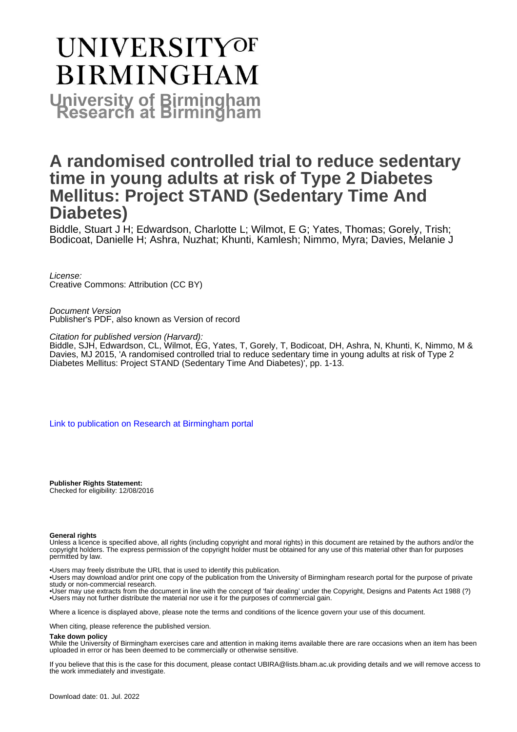# UNIVERSITY OF BIRMINGHAM

## University of Birmingham Research at Birmingham

# A randomised controlled trial to reduce sedentary time in young adults at risk of Type 2 Diabetes Mellitus: Project STAND (Sedentary Time And Diabetes)

Biddle, Stuart J H; Edwardson, Charlotte L; Wilmot, E G; Yates, Thomas; Gorely, Trish; Bodicoat, Danielle H; Ashra, Nuzhat; Khunti, Kamlesh; Nimmo, Myra; Davies, Melanie J

*License:*
Creative Commons: Attribution (CC BY)

*Document Version*
Publisher's PDF, also known as Version of record

*Citation for published version (Harvard):*
Biddle, SJH, Edwardson, CL, Wilmot, EG, Yates, T, Gorely, T, Bodicoat, DH, Ashra, N, Khunti, K, Nimmo, M & Davies, MJ 2015, 'A randomised controlled trial to reduce sedentary time in young adults at risk of Type 2 Diabetes Mellitus: Project STAND (Sedentary Time And Diabetes)', pp. 1-13.

Link to publication on Research at Birmingham portal

**Publisher Rights Statement:**
Checked for eligibility: 12/08/2016

**General rights**

Unless a licence is specified above, all rights (including copyright and moral rights) in this document are retained by the authors and/or the copyright holders. The express permission of the copyright holder must be obtained for any use of this material other than for purposes permitted by law.

•Users may freely distribute the URL that is used to identify this publication.
•Users may download and/or print one copy of the publication from the University of Birmingham research portal for the purpose of private study or non-commercial research.
•User may use extracts from the document in line with the concept of 'fair dealing' under the Copyright, Designs and Patents Act 1988 (?)
•Users may not further distribute the material nor use it for the purposes of commercial gain.

Where a licence is displayed above, please note the terms and conditions of the licence govern your use of this document.

When citing, please reference the published version.

**Take down policy**

While the University of Birmingham exercises care and attention in making items available there are rare occasions when an item has been uploaded in error or has been deemed to be commercially or otherwise sensitive.

If you believe that this is the case for this document, please contact UBIRA@lists.bham.ac.uk providing details and we will remove access to the work immediately and investigate.

Download date: 01. Jul. 2022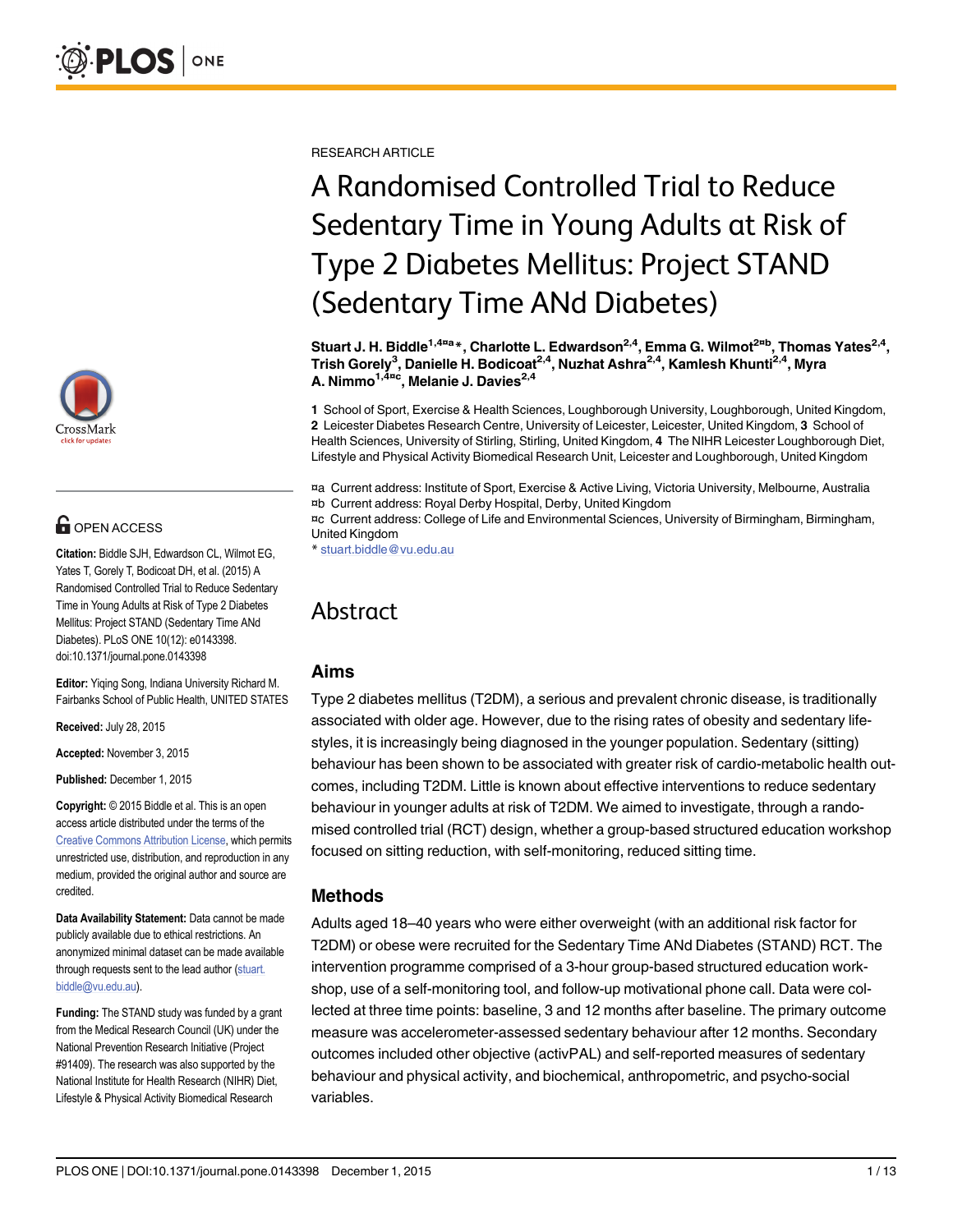RESEARCH ARTICLE

# A Randomised Controlled Trial to Reduce Sedentary Time in Young Adults at Risk of Type 2 Diabetes Mellitus: Project STAND (Sedentary Time ANd Diabetes)

**Stuart J. H. Biddle[1,4¤a]\*, Charlotte L. Edwardson[2,4], Emma G. Wilmot[2¤b], Thomas Yates[2,4], Trish Gorely[3], Danielle H. Bodicoat[2,4], Nuzhat Ashra[2,4], Kamlesh Khunti[2,4], Myra A. Nimmo[1,4¤c], Melanie J. Davies[2,4]**

**1** School of Sport, Exercise & Health Sciences, Loughborough University, Loughborough, United Kingdom, **2** Leicester Diabetes Research Centre, University of Leicester, Leicester, United Kingdom, **3** School of Health Sciences, University of Stirling, Stirling, United Kingdom, **4** The NIHR Leicester Loughborough Diet, Lifestyle and Physical Activity Biomedical Research Unit, Leicester and Loughborough, United Kingdom

¤a Current address: Institute of Sport, Exercise & Active Living, Victoria University, Melbourne, Australia
¤b Current address: Royal Derby Hospital, Derby, United Kingdom
¤c Current address: College of Life and Environmental Sciences, University of Birmingham, Birmingham, United Kingdom
\* stuart.biddle@vu.edu.au

OPEN ACCESS

**Citation:** Biddle SJH, Edwardson CL, Wilmot EG, Yates T, Gorely T, Bodicoat DH, et al. (2015) A Randomised Controlled Trial to Reduce Sedentary Time in Young Adults at Risk of Type 2 Diabetes Mellitus: Project STAND (Sedentary Time ANd Diabetes). PLoS ONE 10(12): e0143398. doi:10.1371/journal.pone.0143398

**Editor:** Yiqing Song, Indiana University Richard M. Fairbanks School of Public Health, UNITED STATES

**Received:** July 28, 2015

**Accepted:** November 3, 2015

**Published:** December 1, 2015

**Copyright:** © 2015 Biddle et al. This is an open access article distributed under the terms of the Creative Commons Attribution License, which permits unrestricted use, distribution, and reproduction in any medium, provided the original author and source are credited.

**Data Availability Statement:** Data cannot be made publicly available due to ethical restrictions. An anonymized minimal dataset can be made available through requests sent to the lead author (stuart.biddle@vu.edu.au).

**Funding:** The STAND study was funded by a grant from the Medical Research Council (UK) under the National Prevention Research Initiative (Project #91409). The research was also supported by the National Institute for Health Research (NIHR) Diet, Lifestyle & Physical Activity Biomedical Research

## Abstract

### Aims

Type 2 diabetes mellitus (T2DM), a serious and prevalent chronic disease, is traditionally associated with older age. However, due to the rising rates of obesity and sedentary lifestyles, it is increasingly being diagnosed in the younger population. Sedentary (sitting) behaviour has been shown to be associated with greater risk of cardio-metabolic health outcomes, including T2DM. Little is known about effective interventions to reduce sedentary behaviour in younger adults at risk of T2DM. We aimed to investigate, through a randomised controlled trial (RCT) design, whether a group-based structured education workshop focused on sitting reduction, with self-monitoring, reduced sitting time.

### Methods

Adults aged 18–40 years who were either overweight (with an additional risk factor for T2DM) or obese were recruited for the Sedentary Time ANd Diabetes (STAND) RCT. The intervention programme comprised of a 3-hour group-based structured education workshop, use of a self-monitoring tool, and follow-up motivational phone call. Data were collected at three time points: baseline, 3 and 12 months after baseline. The primary outcome measure was accelerometer-assessed sedentary behaviour after 12 months. Secondary outcomes included other objective (activPAL) and self-reported measures of sedentary behaviour and physical activity, and biochemical, anthropometric, and psycho-social variables.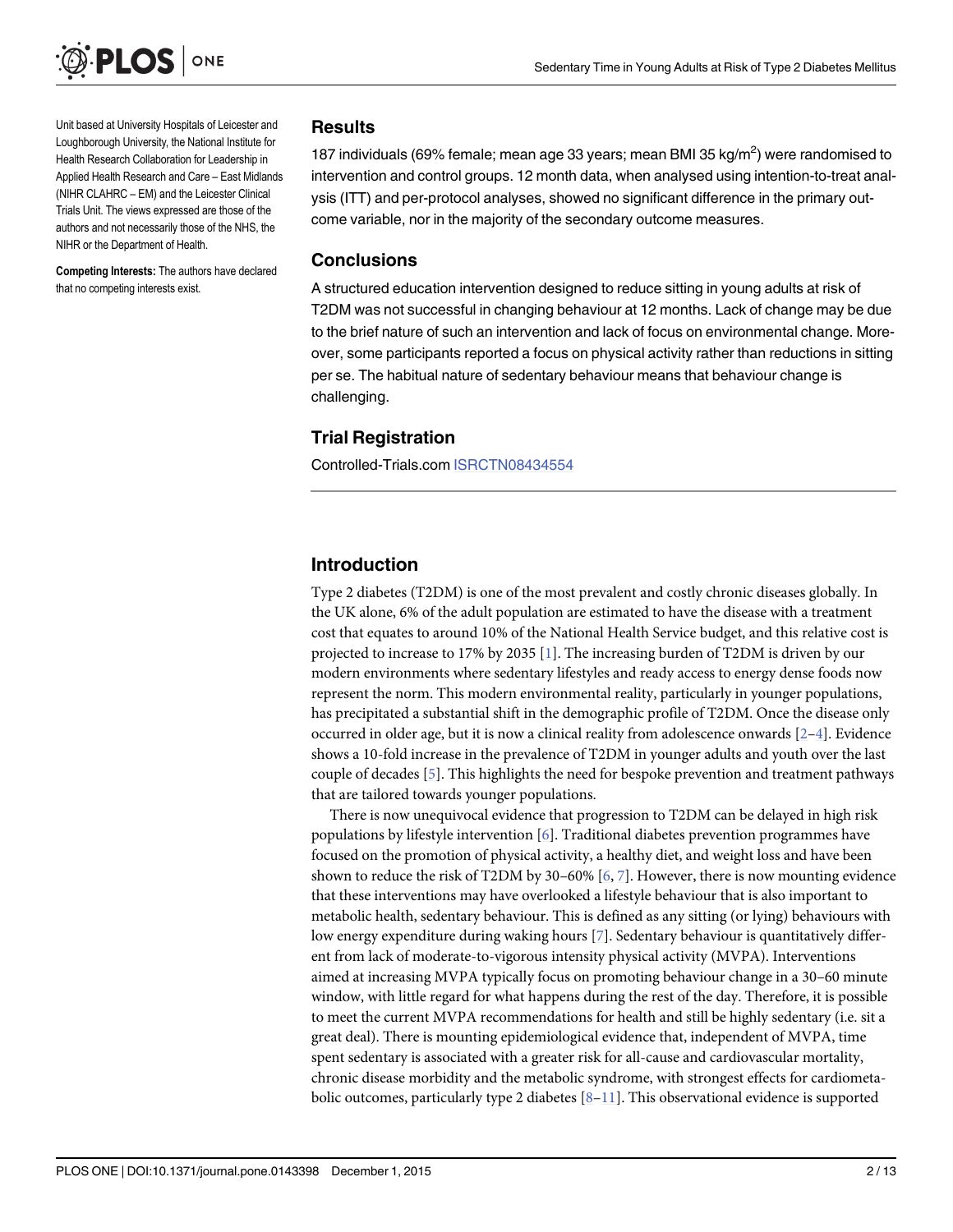Unit based at University Hospitals of Leicester and Loughborough University, the National Institute for Health Research Collaboration for Leadership in Applied Health Research and Care – East Midlands (NIHR CLAHRC – EM) and the Leicester Clinical Trials Unit. The views expressed are those of the authors and not necessarily those of the NHS, the NIHR or the Department of Health.

**Competing Interests:** The authors have declared that no competing interests exist.

## Results

187 individuals (69% female; mean age 33 years; mean BMI 35 kg/m$^2$) were randomised to intervention and control groups. 12 month data, when analysed using intention-to-treat analysis (ITT) and per-protocol analyses, showed no significant difference in the primary outcome variable, nor in the majority of the secondary outcome measures.

## Conclusions

A structured education intervention designed to reduce sitting in young adults at risk of T2DM was not successful in changing behaviour at 12 months. Lack of change may be due to the brief nature of such an intervention and lack of focus on environmental change. Moreover, some participants reported a focus on physical activity rather than reductions in sitting per se. The habitual nature of sedentary behaviour means that behaviour change is challenging.

## Trial Registration

Controlled-Trials.com ISRCTN08434554

## Introduction

Type 2 diabetes (T2DM) is one of the most prevalent and costly chronic diseases globally. In the UK alone, 6% of the adult population are estimated to have the disease with a treatment cost that equates to around 10% of the National Health Service budget, and this relative cost is projected to increase to 17% by 2035 [1]. The increasing burden of T2DM is driven by our modern environments where sedentary lifestyles and ready access to energy dense foods now represent the norm. This modern environmental reality, particularly in younger populations, has precipitated a substantial shift in the demographic profile of T2DM. Once the disease only occurred in older age, but it is now a clinical reality from adolescence onwards [2–4]. Evidence shows a 10-fold increase in the prevalence of T2DM in younger adults and youth over the last couple of decades [5]. This highlights the need for bespoke prevention and treatment pathways that are tailored towards younger populations.

There is now unequivocal evidence that progression to T2DM can be delayed in high risk populations by lifestyle intervention [6]. Traditional diabetes prevention programmes have focused on the promotion of physical activity, a healthy diet, and weight loss and have been shown to reduce the risk of T2DM by 30–60% [6, 7]. However, there is now mounting evidence that these interventions may have overlooked a lifestyle behaviour that is also important to metabolic health, sedentary behaviour. This is defined as any sitting (or lying) behaviours with low energy expenditure during waking hours [7]. Sedentary behaviour is quantitatively different from lack of moderate-to-vigorous intensity physical activity (MVPA). Interventions aimed at increasing MVPA typically focus on promoting behaviour change in a 30–60 minute window, with little regard for what happens during the rest of the day. Therefore, it is possible to meet the current MVPA recommendations for health and still be highly sedentary (i.e. sit a great deal). There is mounting epidemiological evidence that, independent of MVPA, time spent sedentary is associated with a greater risk for all-cause and cardiovascular mortality, chronic disease morbidity and the metabolic syndrome, with strongest effects for cardiometabolic outcomes, particularly type 2 diabetes [8–11]. This observational evidence is supported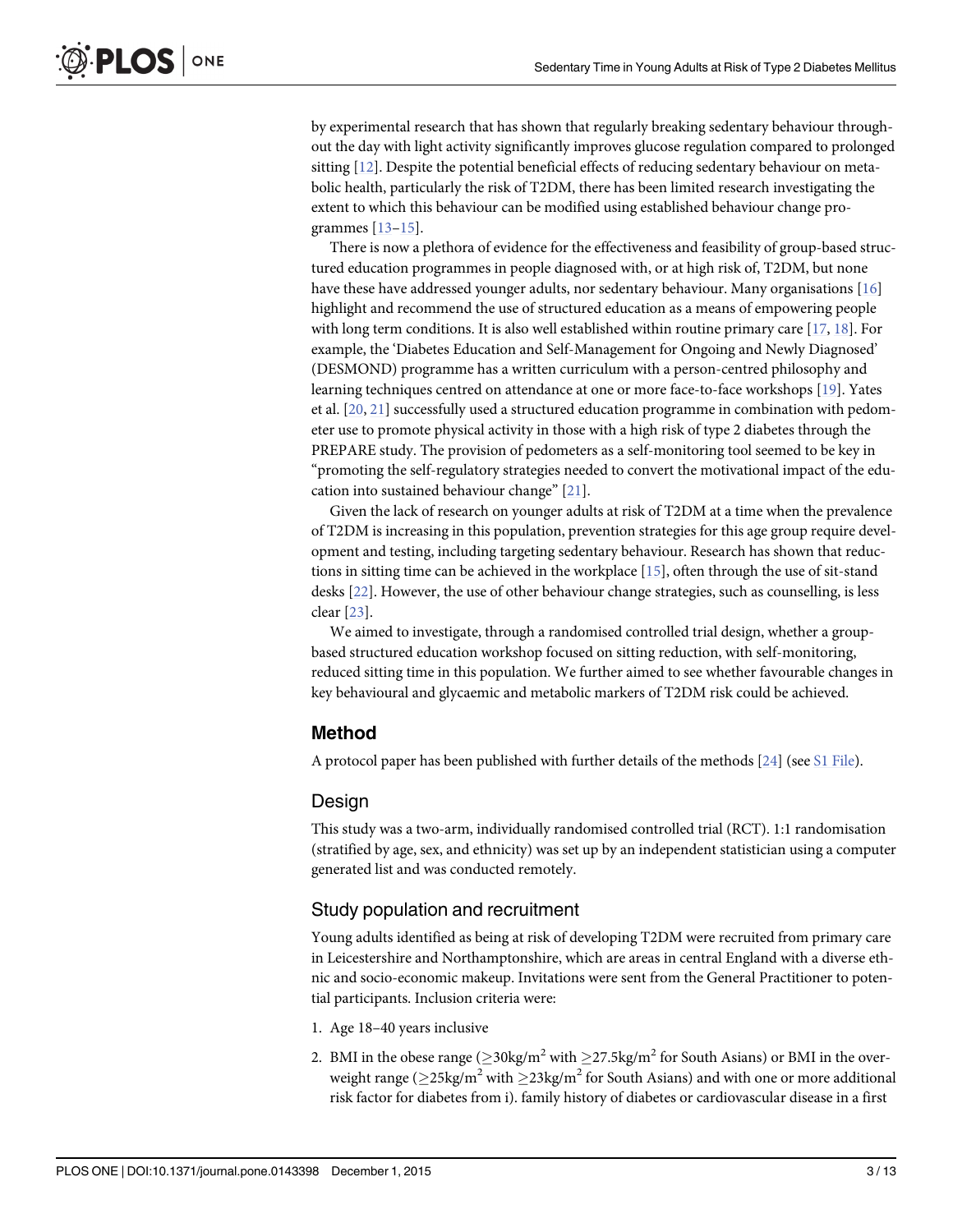by experimental research that has shown that regularly breaking sedentary behaviour throughout the day with light activity significantly improves glucose regulation compared to prolonged sitting [12]. Despite the potential beneficial effects of reducing sedentary behaviour on metabolic health, particularly the risk of T2DM, there has been limited research investigating the extent to which this behaviour can be modified using established behaviour change programmes [13–15].

There is now a plethora of evidence for the effectiveness and feasibility of group-based structured education programmes in people diagnosed with, or at high risk of, T2DM, but none have these have addressed younger adults, nor sedentary behaviour. Many organisations [16] highlight and recommend the use of structured education as a means of empowering people with long term conditions. It is also well established within routine primary care [17, 18]. For example, the 'Diabetes Education and Self-Management for Ongoing and Newly Diagnosed' (DESMOND) programme has a written curriculum with a person-centred philosophy and learning techniques centred on attendance at one or more face-to-face workshops [19]. Yates et al. [20, 21] successfully used a structured education programme in combination with pedometer use to promote physical activity in those with a high risk of type 2 diabetes through the PREPARE study. The provision of pedometers as a self-monitoring tool seemed to be key in "promoting the self-regulatory strategies needed to convert the motivational impact of the education into sustained behaviour change" [21].

Given the lack of research on younger adults at risk of T2DM at a time when the prevalence of T2DM is increasing in this population, prevention strategies for this age group require development and testing, including targeting sedentary behaviour. Research has shown that reductions in sitting time can be achieved in the workplace [15], often through the use of sit-stand desks [22]. However, the use of other behaviour change strategies, such as counselling, is less clear [23].

We aimed to investigate, through a randomised controlled trial design, whether a group-based structured education workshop focused on sitting reduction, with self-monitoring, reduced sitting time in this population. We further aimed to see whether favourable changes in key behavioural and glycaemic and metabolic markers of T2DM risk could be achieved.

## Method

A protocol paper has been published with further details of the methods [24] (see S1 File).

### Design

This study was a two-arm, individually randomised controlled trial (RCT). 1:1 randomisation (stratified by age, sex, and ethnicity) was set up by an independent statistician using a computer generated list and was conducted remotely.

### Study population and recruitment

Young adults identified as being at risk of developing T2DM were recruited from primary care in Leicestershire and Northamptonshire, which are areas in central England with a diverse ethnic and socio-economic makeup. Invitations were sent from the General Practitioner to potential participants. Inclusion criteria were:

1. Age 18–40 years inclusive
2. BMI in the obese range ($\geq$30kg/m$^2$ with $\geq$27.5kg/m$^2$ for South Asians) or BMI in the overweight range ($\geq$25kg/m$^2$ with $\geq$23kg/m$^2$ for South Asians) and with one or more additional risk factor for diabetes from i). family history of diabetes or cardiovascular disease in a first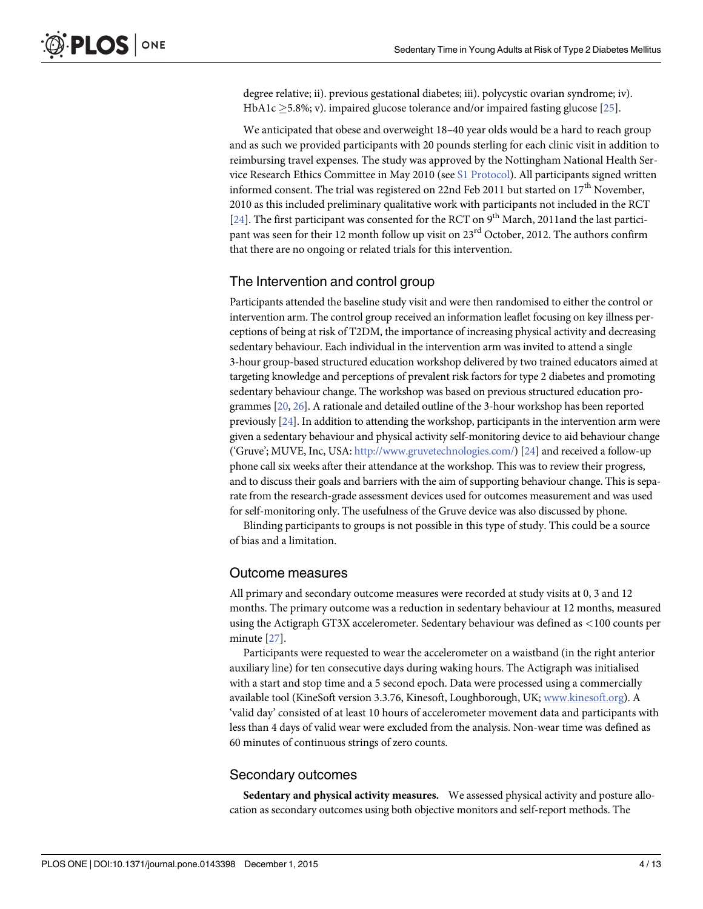degree relative; ii). previous gestational diabetes; iii). polycystic ovarian syndrome; iv). HbA1c ≥5.8%; v). impaired glucose tolerance and/or impaired fasting glucose [25].

We anticipated that obese and overweight 18–40 year olds would be a hard to reach group and as such we provided participants with 20 pounds sterling for each clinic visit in addition to reimbursing travel expenses. The study was approved by the Nottingham National Health Service Research Ethics Committee in May 2010 (see S1 Protocol). All participants signed written informed consent. The trial was registered on 22nd Feb 2011 but started on 17th November, 2010 as this included preliminary qualitative work with participants not included in the RCT [24]. The first participant was consented for the RCT on 9th March, 2011and the last participant was seen for their 12 month follow up visit on 23rd October, 2012. The authors confirm that there are no ongoing or related trials for this intervention.

## The Intervention and control group

Participants attended the baseline study visit and were then randomised to either the control or intervention arm. The control group received an information leaflet focusing on key illness perceptions of being at risk of T2DM, the importance of increasing physical activity and decreasing sedentary behaviour. Each individual in the intervention arm was invited to attend a single 3-hour group-based structured education workshop delivered by two trained educators aimed at targeting knowledge and perceptions of prevalent risk factors for type 2 diabetes and promoting sedentary behaviour change. The workshop was based on previous structured education programmes [20, 26]. A rationale and detailed outline of the 3-hour workshop has been reported previously [24]. In addition to attending the workshop, participants in the intervention arm were given a sedentary behaviour and physical activity self-monitoring device to aid behaviour change ('Gruve'; MUVE, Inc, USA: http://www.gruvetechnologies.com/) [24] and received a follow-up phone call six weeks after their attendance at the workshop. This was to review their progress, and to discuss their goals and barriers with the aim of supporting behaviour change. This is separate from the research-grade assessment devices used for outcomes measurement and was used for self-monitoring only. The usefulness of the Gruve device was also discussed by phone.

Blinding participants to groups is not possible in this type of study. This could be a source of bias and a limitation.

## Outcome measures

All primary and secondary outcome measures were recorded at study visits at 0, 3 and 12 months. The primary outcome was a reduction in sedentary behaviour at 12 months, measured using the Actigraph GT3X accelerometer. Sedentary behaviour was defined as <100 counts per minute [27].

Participants were requested to wear the accelerometer on a waistband (in the right anterior auxiliary line) for ten consecutive days during waking hours. The Actigraph was initialised with a start and stop time and a 5 second epoch. Data were processed using a commercially available tool (KineSoft version 3.3.76, Kinesoft, Loughborough, UK; www.kinesoft.org). A 'valid day' consisted of at least 10 hours of accelerometer movement data and participants with less than 4 days of valid wear were excluded from the analysis. Non-wear time was defined as 60 minutes of continuous strings of zero counts.

## Secondary outcomes

**Sedentary and physical activity measures.** We assessed physical activity and posture allocation as secondary outcomes using both objective monitors and self-report methods. The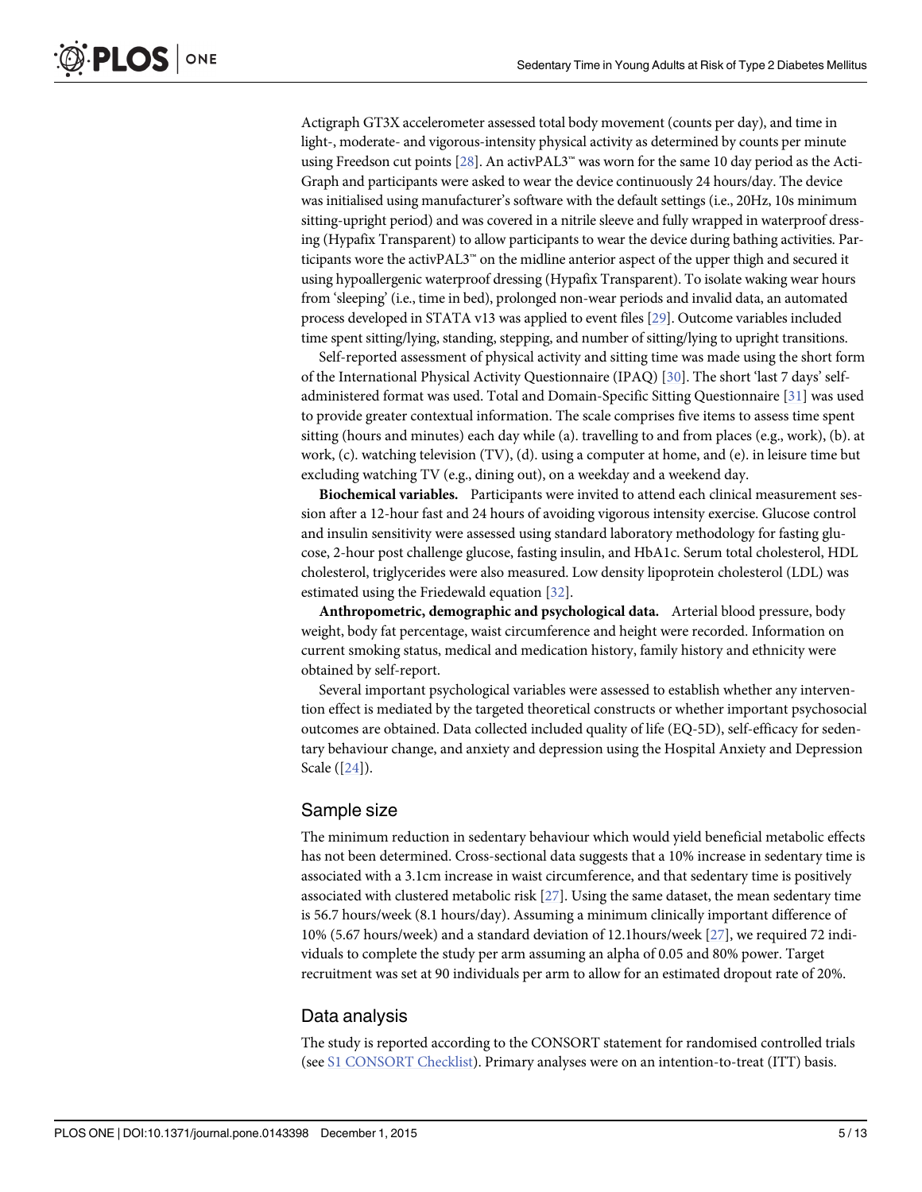Actigraph GT3X accelerometer assessed total body movement (counts per day), and time in light-, moderate- and vigorous-intensity physical activity as determined by counts per minute using Freedson cut points [28]. An activPAL3™ was worn for the same 10 day period as the ActiGraph and participants were asked to wear the device continuously 24 hours/day. The device was initialised using manufacturer's software with the default settings (i.e., 20Hz, 10s minimum sitting-upright period) and was covered in a nitrile sleeve and fully wrapped in waterproof dressing (Hypafix Transparent) to allow participants to wear the device during bathing activities. Participants wore the activPAL3™ on the midline anterior aspect of the upper thigh and secured it using hypoallergenic waterproof dressing (Hypafix Transparent). To isolate waking wear hours from 'sleeping' (i.e., time in bed), prolonged non-wear periods and invalid data, an automated process developed in STATA v13 was applied to event files [29]. Outcome variables included time spent sitting/lying, standing, stepping, and number of sitting/lying to upright transitions.

Self-reported assessment of physical activity and sitting time was made using the short form of the International Physical Activity Questionnaire (IPAQ) [30]. The short 'last 7 days' self-administered format was used. Total and Domain-Specific Sitting Questionnaire [31] was used to provide greater contextual information. The scale comprises five items to assess time spent sitting (hours and minutes) each day while (a). travelling to and from places (e.g., work), (b). at work, (c). watching television (TV), (d). using a computer at home, and (e). in leisure time but excluding watching TV (e.g., dining out), on a weekday and a weekend day.

**Biochemical variables.** Participants were invited to attend each clinical measurement session after a 12-hour fast and 24 hours of avoiding vigorous intensity exercise. Glucose control and insulin sensitivity were assessed using standard laboratory methodology for fasting glucose, 2-hour post challenge glucose, fasting insulin, and HbA1c. Serum total cholesterol, HDL cholesterol, triglycerides were also measured. Low density lipoprotein cholesterol (LDL) was estimated using the Friedewald equation [32].

**Anthropometric, demographic and psychological data.** Arterial blood pressure, body weight, body fat percentage, waist circumference and height were recorded. Information on current smoking status, medical and medication history, family history and ethnicity were obtained by self-report.

Several important psychological variables were assessed to establish whether any intervention effect is mediated by the targeted theoretical constructs or whether important psychosocial outcomes are obtained. Data collected included quality of life (EQ-5D), self-efficacy for sedentary behaviour change, and anxiety and depression using the Hospital Anxiety and Depression Scale ([24]).

## Sample size

The minimum reduction in sedentary behaviour which would yield beneficial metabolic effects has not been determined. Cross-sectional data suggests that a 10% increase in sedentary time is associated with a 3.1cm increase in waist circumference, and that sedentary time is positively associated with clustered metabolic risk [27]. Using the same dataset, the mean sedentary time is 56.7 hours/week (8.1 hours/day). Assuming a minimum clinically important difference of 10% (5.67 hours/week) and a standard deviation of 12.1hours/week [27], we required 72 individuals to complete the study per arm assuming an alpha of 0.05 and 80% power. Target recruitment was set at 90 individuals per arm to allow for an estimated dropout rate of 20%.

## Data analysis

The study is reported according to the CONSORT statement for randomised controlled trials (see S1 CONSORT Checklist). Primary analyses were on an intention-to-treat (ITT) basis.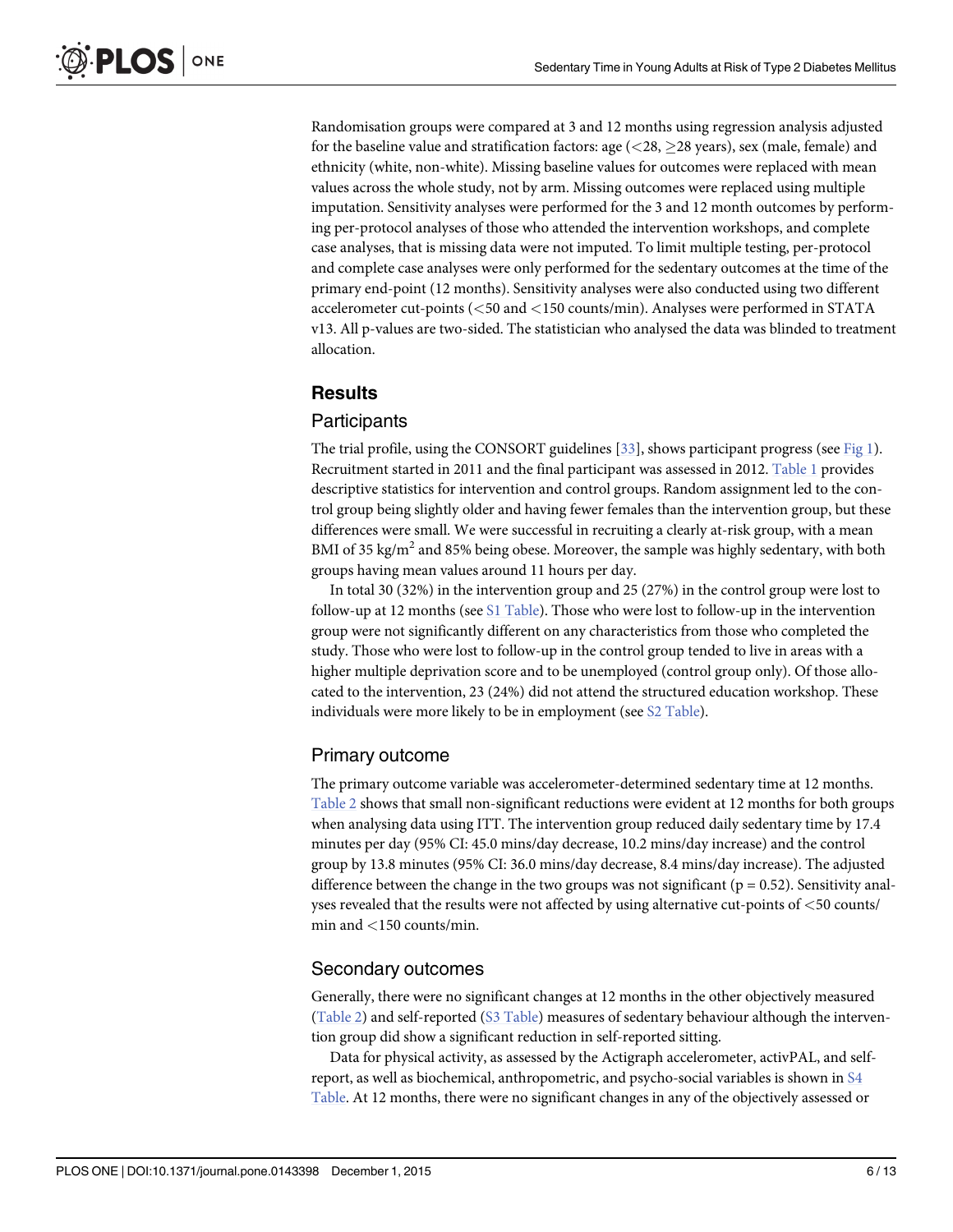Randomisation groups were compared at 3 and 12 months using regression analysis adjusted for the baseline value and stratification factors: age (<28, ≥28 years), sex (male, female) and ethnicity (white, non-white). Missing baseline values for outcomes were replaced with mean values across the whole study, not by arm. Missing outcomes were replaced using multiple imputation. Sensitivity analyses were performed for the 3 and 12 month outcomes by performing per-protocol analyses of those who attended the intervention workshops, and complete case analyses, that is missing data were not imputed. To limit multiple testing, per-protocol and complete case analyses were only performed for the sedentary outcomes at the time of the primary end-point (12 months). Sensitivity analyses were also conducted using two different accelerometer cut-points (<50 and <150 counts/min). Analyses were performed in STATA v13. All p-values are two-sided. The statistician who analysed the data was blinded to treatment allocation.

## Results

### Participants

The trial profile, using the CONSORT guidelines [33], shows participant progress (see Fig 1). Recruitment started in 2011 and the final participant was assessed in 2012. Table 1 provides descriptive statistics for intervention and control groups. Random assignment led to the control group being slightly older and having fewer females than the intervention group, but these differences were small. We were successful in recruiting a clearly at-risk group, with a mean BMI of 35 kg/m$^2$ and 85% being obese. Moreover, the sample was highly sedentary, with both groups having mean values around 11 hours per day.

In total 30 (32%) in the intervention group and 25 (27%) in the control group were lost to follow-up at 12 months (see S1 Table). Those who were lost to follow-up in the intervention group were not significantly different on any characteristics from those who completed the study. Those who were lost to follow-up in the control group tended to live in areas with a higher multiple deprivation score and to be unemployed (control group only). Of those allocated to the intervention, 23 (24%) did not attend the structured education workshop. These individuals were more likely to be in employment (see S2 Table).

### Primary outcome

The primary outcome variable was accelerometer-determined sedentary time at 12 months. Table 2 shows that small non-significant reductions were evident at 12 months for both groups when analysing data using ITT. The intervention group reduced daily sedentary time by 17.4 minutes per day (95% CI: 45.0 mins/day decrease, 10.2 mins/day increase) and the control group by 13.8 minutes (95% CI: 36.0 mins/day decrease, 8.4 mins/day increase). The adjusted difference between the change in the two groups was not significant ($p = 0.52$). Sensitivity analyses revealed that the results were not affected by using alternative cut-points of <50 counts/min and <150 counts/min.

### Secondary outcomes

Generally, there were no significant changes at 12 months in the other objectively measured (Table 2) and self-reported (S3 Table) measures of sedentary behaviour although the intervention group did show a significant reduction in self-reported sitting.

Data for physical activity, as assessed by the Actigraph accelerometer, activPAL, and self-report, as well as biochemical, anthropometric, and psycho-social variables is shown in S4 Table. At 12 months, there were no significant changes in any of the objectively assessed or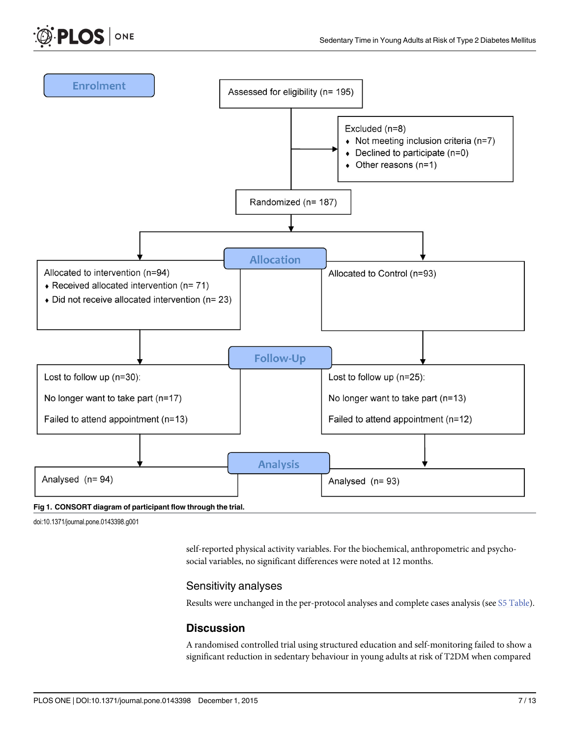**Enrolment**

Assessed for eligibility (n= 195)

Excluded (n=8)
- Not meeting inclusion criteria (n=7)
- Declined to participate (n=0)
- Other reasons (n=1)

Randomized (n= 187)

**Allocation**

| Intervention | Control |
| --- | --- |
| Allocated to intervention (n=94)<br>♦ Received allocated intervention (n= 71)<br>♦ Did not receive allocated intervention (n= 23) | Allocated to Control (n=93) |

**Follow-Up**

| Intervention | Control |
| --- | --- |
| Lost to follow up (n=30):<br>No longer want to take part (n=17)<br>Failed to attend appointment (n=13) | Lost to follow up (n=25):<br>No longer want to take part (n=13)<br>Failed to attend appointment (n=12) |

**Analysis**

| Intervention | Control |
| --- | --- |
| Analysed (n= 94) | Analysed (n= 93) |

**Fig 1. CONSORT diagram of participant flow through the trial.**

doi:10.1371/journal.pone.0143398.g001

self-reported physical activity variables. For the biochemical, anthropometric and psycho-social variables, no significant differences were noted at 12 months.

### Sensitivity analyses

Results were unchanged in the per-protocol analyses and complete cases analysis (see S5 Table).

## Discussion

A randomised controlled trial using structured education and self-monitoring failed to show a significant reduction in sedentary behaviour in young adults at risk of T2DM when compared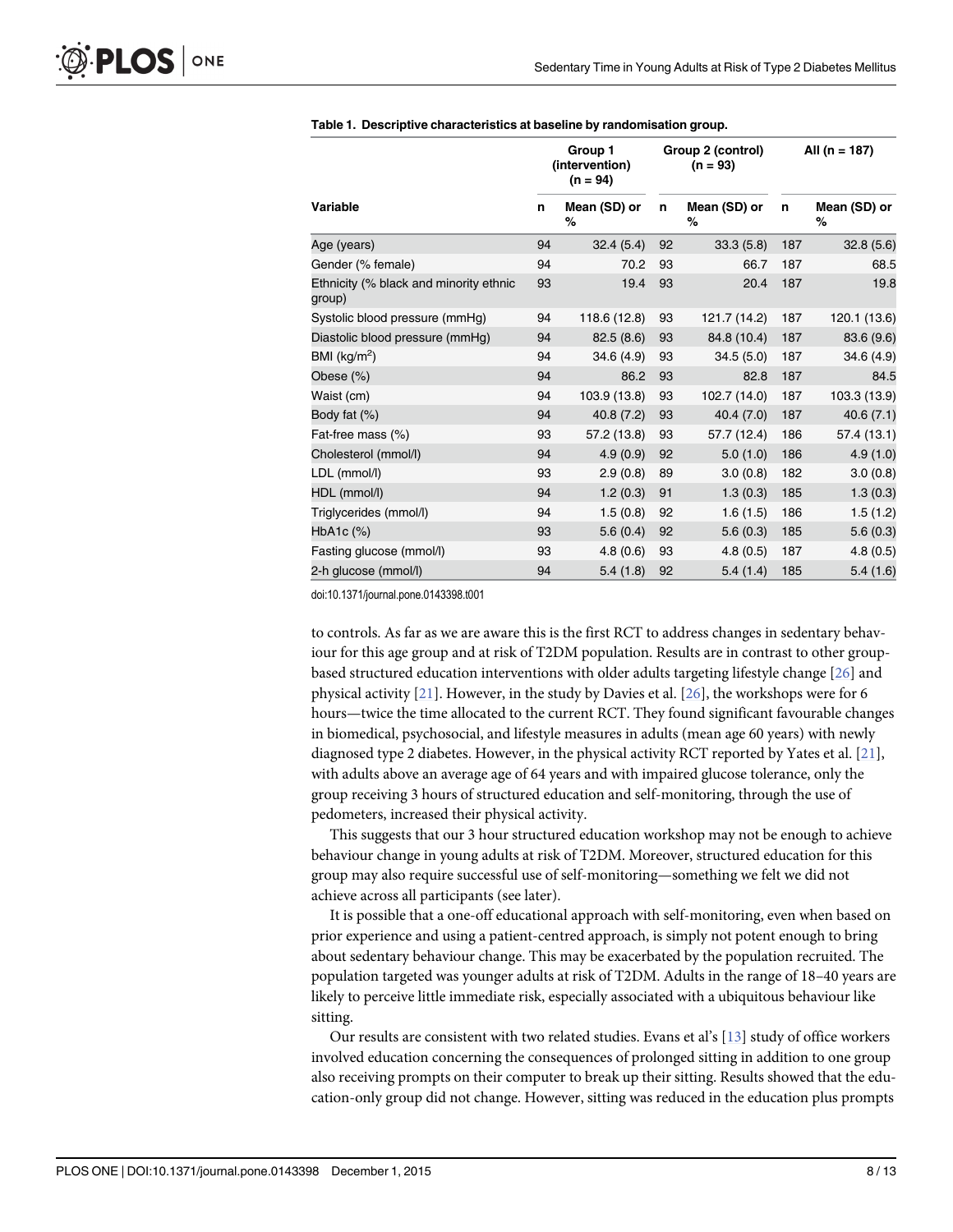**Table 1. Descriptive characteristics at baseline by randomisation group.**

| Variable | Group 1 (intervention) (n = 94) | | Group 2 (control) (n = 93) | | All (n = 187) | |
|---|---|---|---|---|---|---|
| | n | Mean (SD) or % | n | Mean (SD) or % | n | Mean (SD) or % |
| Age (years) | 94 | 32.4 (5.4) | 92 | 33.3 (5.8) | 187 | 32.8 (5.6) |
| Gender (% female) | 94 | 70.2 | 93 | 66.7 | 187 | 68.5 |
| Ethnicity (% black and minority ethnic group) | 93 | 19.4 | 93 | 20.4 | 187 | 19.8 |
| Systolic blood pressure (mmHg) | 94 | 118.6 (12.8) | 93 | 121.7 (14.2) | 187 | 120.1 (13.6) |
| Diastolic blood pressure (mmHg) | 94 | 82.5 (8.6) | 93 | 84.8 (10.4) | 187 | 83.6 (9.6) |
| BMI (kg/m$^2$) | 94 | 34.6 (4.9) | 93 | 34.5 (5.0) | 187 | 34.6 (4.9) |
| Obese (%) | 94 | 86.2 | 93 | 82.8 | 187 | 84.5 |
| Waist (cm) | 94 | 103.9 (13.8) | 93 | 102.7 (14.0) | 187 | 103.3 (13.9) |
| Body fat (%) | 94 | 40.8 (7.2) | 93 | 40.4 (7.0) | 187 | 40.6 (7.1) |
| Fat-free mass (%) | 93 | 57.2 (13.8) | 93 | 57.7 (12.4) | 186 | 57.4 (13.1) |
| Cholesterol (mmol/l) | 94 | 4.9 (0.9) | 92 | 5.0 (1.0) | 186 | 4.9 (1.0) |
| LDL (mmol/l) | 93 | 2.9 (0.8) | 89 | 3.0 (0.8) | 182 | 3.0 (0.8) |
| HDL (mmol/l) | 94 | 1.2 (0.3) | 91 | 1.3 (0.3) | 185 | 1.3 (0.3) |
| Triglycerides (mmol/l) | 94 | 1.5 (0.8) | 92 | 1.6 (1.5) | 186 | 1.5 (1.2) |
| HbA1c (%) | 93 | 5.6 (0.4) | 92 | 5.6 (0.3) | 185 | 5.6 (0.3) |
| Fasting glucose (mmol/l) | 93 | 4.8 (0.6) | 93 | 4.8 (0.5) | 187 | 4.8 (0.5) |
| 2-h glucose (mmol/l) | 94 | 5.4 (1.8) | 92 | 5.4 (1.4) | 185 | 5.4 (1.6) |

doi:10.1371/journal.pone.0143398.t001

to controls. As far as we are aware this is the first RCT to address changes in sedentary behaviour for this age group and at risk of T2DM population. Results are in contrast to other group-based structured education interventions with older adults targeting lifestyle change [26] and physical activity [21]. However, in the study by Davies et al. [26], the workshops were for 6 hours—twice the time allocated to the current RCT. They found significant favourable changes in biomedical, psychosocial, and lifestyle measures in adults (mean age 60 years) with newly diagnosed type 2 diabetes. However, in the physical activity RCT reported by Yates et al. [21], with adults above an average age of 64 years and with impaired glucose tolerance, only the group receiving 3 hours of structured education and self-monitoring, through the use of pedometers, increased their physical activity.

This suggests that our 3 hour structured education workshop may not be enough to achieve behaviour change in young adults at risk of T2DM. Moreover, structured education for this group may also require successful use of self-monitoring—something we felt we did not achieve across all participants (see later).

It is possible that a one-off educational approach with self-monitoring, even when based on prior experience and using a patient-centred approach, is simply not potent enough to bring about sedentary behaviour change. This may be exacerbated by the population recruited. The population targeted was younger adults at risk of T2DM. Adults in the range of 18–40 years are likely to perceive little immediate risk, especially associated with a ubiquitous behaviour like sitting.

Our results are consistent with two related studies. Evans et al's [13] study of office workers involved education concerning the consequences of prolonged sitting in addition to one group also receiving prompts on their computer to break up their sitting. Results showed that the education-only group did not change. However, sitting was reduced in the education plus prompts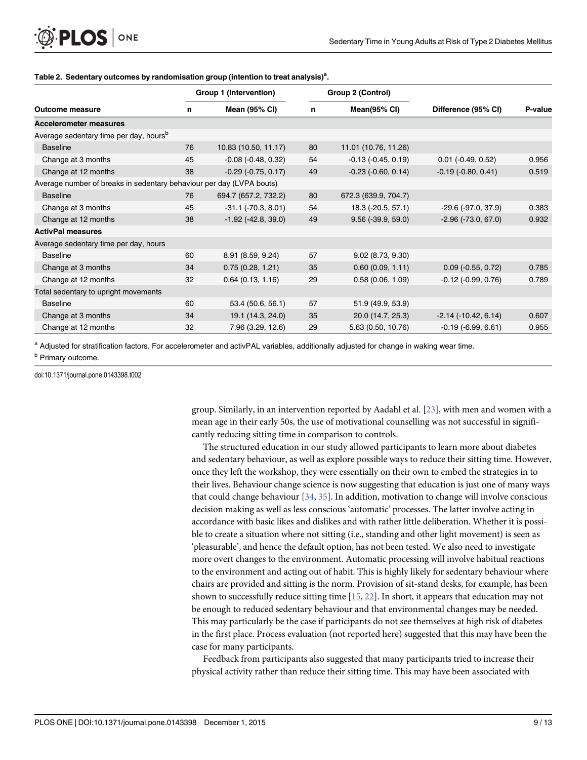**Table 2. Sedentary outcomes by randomisation group (intention to treat analysis)[a].**

| | Group 1 (Intervention) | | Group 2 (Control) | | | |
|---|---|---|---|---|---|---|
| **Outcome measure** | **n** | **Mean (95% CI)** | **n** | **Mean(95% CI)** | **Difference (95% CI)** | **P-value** |
| **Accelerometer measures** | | | | | | |
| Average sedentary time per day, hours[b] | | | | | | |
| Baseline | 76 | 10.83 (10.50, 11.17) | 80 | 11.01 (10.76, 11.26) | | |
| Change at 3 months | 45 | -0.08 (-0.48, 0.32) | 54 | -0.13 (-0.45, 0.19) | 0.01 (-0.49, 0.52) | 0.956 |
| Change at 12 months | 38 | -0.29 (-0.75, 0.17) | 49 | -0.23 (-0.60, 0.14) | -0.19 (-0.80, 0.41) | 0.519 |
| Average number of breaks in sedentary behaviour per day (LVPA bouts) | | | | | | |
| Baseline | 76 | 694.7 (657.2, 732.2) | 80 | 672.3 (639.9, 704.7) | | |
| Change at 3 months | 45 | -31.1 (-70.3, 8.01) | 54 | 18.3 (-20.5, 57.1) | -29.6 (-97.0, 37.9) | 0.383 |
| Change at 12 months | 38 | -1.92 (-42.8, 39.0) | 49 | 9.56 (-39.9, 59.0) | -2.96 (-73.0, 67.0) | 0.932 |
| **ActivPal measures** | | | | | | |
| Average sedentary time per day, hours | | | | | | |
| Baseline | 60 | 8.91 (8.59, 9.24) | 57 | 9.02 (8.73, 9.30) | | |
| Change at 3 months | 34 | 0.75 (0.28, 1.21) | 35 | 0.60 (0.09, 1.11) | 0.09 (-0.55, 0.72) | 0.785 |
| Change at 12 months | 32 | 0.64 (0.13, 1.16) | 29 | 0.58 (0.06, 1.09) | -0.12 (-0.99, 0.76) | 0.789 |
| Total sedentary to upright movements | | | | | | |
| Baseline | 60 | 53.4 (50.6, 56.1) | 57 | 51.9 (49.9, 53.9) | | |
| Change at 3 months | 34 | 19.1 (14.3, 24.0) | 35 | 20.0 (14.7, 25.3) | -2.14 (-10.42, 6.14) | 0.607 |
| Change at 12 months | 32 | 7.96 (3.29, 12.6) | 29 | 5.63 (0.50, 10.76) | -0.19 (-6.99, 6.61) | 0.955 |

[a] Adjusted for stratification factors. For accelerometer and activPAL variables, additionally adjusted for change in waking wear time.

[b] Primary outcome.

doi:10.1371/journal.pone.0143398.t002

group. Similarly, in an intervention reported by Aadahl et al. [23], with men and women with a mean age in their early 50s, the use of motivational counselling was not successful in significantly reducing sitting time in comparison to controls.

The structured education in our study allowed participants to learn more about diabetes and sedentary behaviour, as well as explore possible ways to reduce their sitting time. However, once they left the workshop, they were essentially on their own to embed the strategies in to their lives. Behaviour change science is now suggesting that education is just one of many ways that could change behaviour [34, 35]. In addition, motivation to change will involve conscious decision making as well as less conscious 'automatic' processes. The latter involve acting in accordance with basic likes and dislikes and with rather little deliberation. Whether it is possible to create a situation where not sitting (i.e., standing and other light movement) is seen as 'pleasurable', and hence the default option, has not been tested. We also need to investigate more overt changes to the environment. Automatic processing will involve habitual reactions to the environment and acting out of habit. This is highly likely for sedentary behaviour where chairs are provided and sitting is the norm. Provision of sit-stand desks, for example, has been shown to successfully reduce sitting time [15, 22]. In short, it appears that education may not be enough to reduced sedentary behaviour and that environmental changes may be needed. This may particularly be the case if participants do not see themselves at high risk of diabetes in the first place. Process evaluation (not reported here) suggested that this may have been the case for many participants.

Feedback from participants also suggested that many participants tried to increase their physical activity rather than reduce their sitting time. This may have been associated with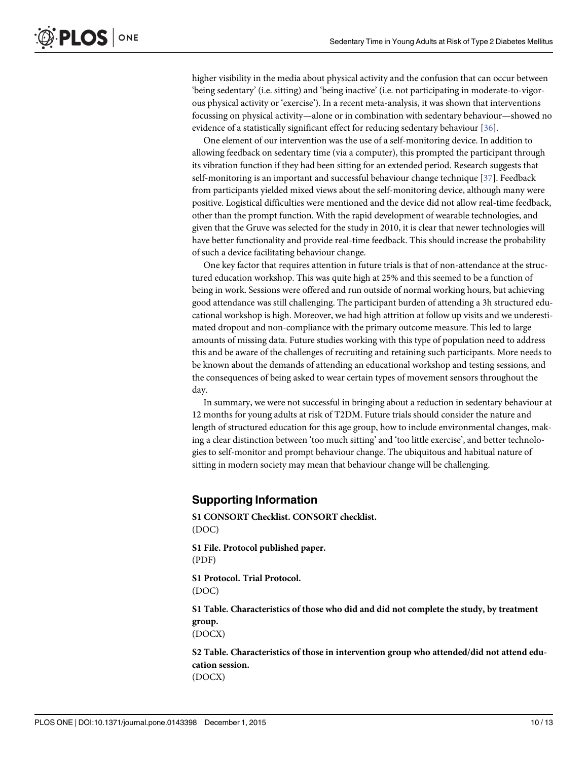higher visibility in the media about physical activity and the confusion that can occur between 'being sedentary' (i.e. sitting) and 'being inactive' (i.e. not participating in moderate-to-vigorous physical activity or 'exercise'). In a recent meta-analysis, it was shown that interventions focussing on physical activity—alone or in combination with sedentary behaviour—showed no evidence of a statistically significant effect for reducing sedentary behaviour [36].

One element of our intervention was the use of a self-monitoring device. In addition to allowing feedback on sedentary time (via a computer), this prompted the participant through its vibration function if they had been sitting for an extended period. Research suggests that self-monitoring is an important and successful behaviour change technique [37]. Feedback from participants yielded mixed views about the self-monitoring device, although many were positive. Logistical difficulties were mentioned and the device did not allow real-time feedback, other than the prompt function. With the rapid development of wearable technologies, and given that the Gruve was selected for the study in 2010, it is clear that newer technologies will have better functionality and provide real-time feedback. This should increase the probability of such a device facilitating behaviour change.

One key factor that requires attention in future trials is that of non-attendance at the structured education workshop. This was quite high at 25% and this seemed to be a function of being in work. Sessions were offered and run outside of normal working hours, but achieving good attendance was still challenging. The participant burden of attending a 3h structured educational workshop is high. Moreover, we had high attrition at follow up visits and we underestimated dropout and non-compliance with the primary outcome measure. This led to large amounts of missing data. Future studies working with this type of population need to address this and be aware of the challenges of recruiting and retaining such participants. More needs to be known about the demands of attending an educational workshop and testing sessions, and the consequences of being asked to wear certain types of movement sensors throughout the day.

In summary, we were not successful in bringing about a reduction in sedentary behaviour at 12 months for young adults at risk of T2DM. Future trials should consider the nature and length of structured education for this age group, how to include environmental changes, making a clear distinction between 'too much sitting' and 'too little exercise', and better technologies to self-monitor and prompt behaviour change. The ubiquitous and habitual nature of sitting in modern society may mean that behaviour change will be challenging.

## Supporting Information

**S1 CONSORT Checklist. CONSORT checklist.**
(DOC)

**S1 File. Protocol published paper.**
(PDF)

**S1 Protocol. Trial Protocol.**
(DOC)

**S1 Table. Characteristics of those who did and did not complete the study, by treatment group.**
(DOCX)

**S2 Table. Characteristics of those in intervention group who attended/did not attend education session.**
(DOCX)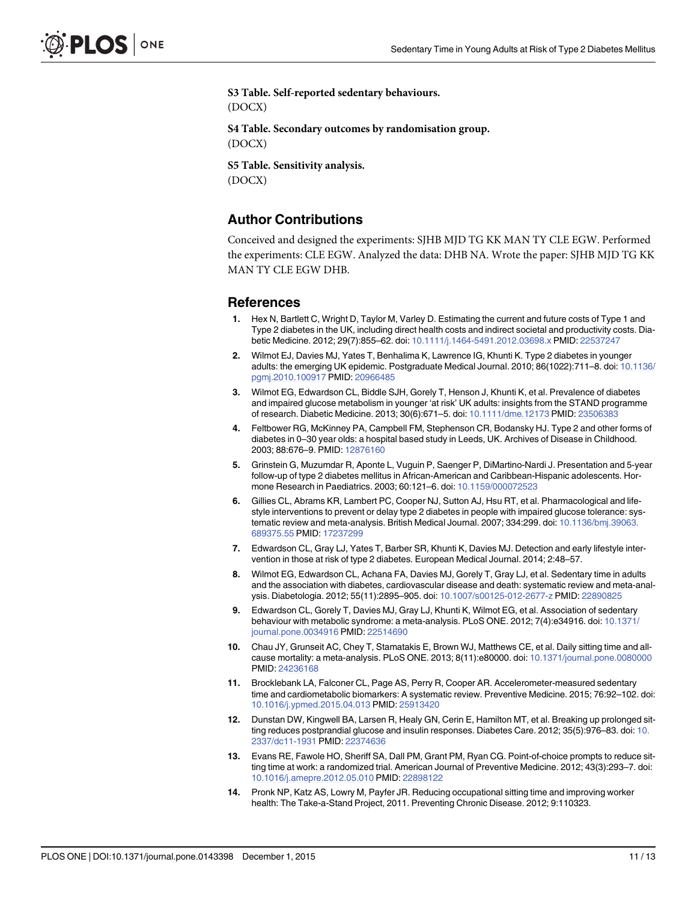**S3 Table. Self-reported sedentary behaviours.**
(DOCX)

**S4 Table. Secondary outcomes by randomisation group.**
(DOCX)

**S5 Table. Sensitivity analysis.**
(DOCX)

## Author Contributions

Conceived and designed the experiments: SJHB MJD TG KK MAN TY CLE EGW. Performed the experiments: CLE EGW. Analyzed the data: DHB NA. Wrote the paper: SJHB MJD TG KK MAN TY CLE EGW DHB.

## References

1. Hex N, Bartlett C, Wright D, Taylor M, Varley D. Estimating the current and future costs of Type 1 and Type 2 diabetes in the UK, including direct health costs and indirect societal and productivity costs. Diabetic Medicine. 2012; 29(7):855–62. doi: 10.1111/j.1464-5491.2012.03698.x PMID: 22537247
2. Wilmot EJ, Davies MJ, Yates T, Benhalima K, Lawrence IG, Khunti K. Type 2 diabetes in younger adults: the emerging UK epidemic. Postgraduate Medical Journal. 2010; 86(1022):711–8. doi: 10.1136/pgmj.2010.100917 PMID: 20966485
3. Wilmot EG, Edwardson CL, Biddle SJH, Gorely T, Henson J, Khunti K, et al. Prevalence of diabetes and impaired glucose metabolism in younger 'at risk' UK adults: insights from the STAND programme of research. Diabetic Medicine. 2013; 30(6):671–5. doi: 10.1111/dme.12173 PMID: 23506383
4. Feltbower RG, McKinney PA, Campbell FM, Stephenson CR, Bodansky HJ. Type 2 and other forms of diabetes in 0–30 year olds: a hospital based study in Leeds, UK. Archives of Disease in Childhood. 2003; 88:676–9. PMID: 12876160
5. Grinstein G, Muzumdar R, Aponte L, Vuguin P, Saenger P, DiMartino-Nardi J. Presentation and 5-year follow-up of type 2 diabetes mellitus in African-American and Caribbean-Hispanic adolescents. Hormone Research in Paediatrics. 2003; 60:121–6. doi: 10.1159/000072523
6. Gillies CL, Abrams KR, Lambert PC, Cooper NJ, Sutton AJ, Hsu RT, et al. Pharmacological and lifestyle interventions to prevent or delay type 2 diabetes in people with impaired glucose tolerance: systematic review and meta-analysis. British Medical Journal. 2007; 334:299. doi: 10.1136/bmj.39063.689375.55 PMID: 17237299
7. Edwardson CL, Gray LJ, Yates T, Barber SR, Khunti K, Davies MJ. Detection and early lifestyle intervention in those at risk of type 2 diabetes. European Medical Journal. 2014; 2:48–57.
8. Wilmot EG, Edwardson CL, Achana FA, Davies MJ, Gorely T, Gray LJ, et al. Sedentary time in adults and the association with diabetes, cardiovascular disease and death: systematic review and meta-analysis. Diabetologia. 2012; 55(11):2895–905. doi: 10.1007/s00125-012-2677-z PMID: 22890825
9. Edwardson CL, Gorely T, Davies MJ, Gray LJ, Khunti K, Wilmot EG, et al. Association of sedentary behaviour with metabolic syndrome: a meta-analysis. PLoS ONE. 2012; 7(4):e34916. doi: 10.1371/journal.pone.0034916 PMID: 22514690
10. Chau JY, Grunseit AC, Chey T, Stamatakis E, Brown WJ, Matthews CE, et al. Daily sitting time and all-cause mortality: a meta-analysis. PLoS ONE. 2013; 8(11):e80000. doi: 10.1371/journal.pone.0080000 PMID: 24236168
11. Brocklebank LA, Falconer CL, Page AS, Perry R, Cooper AR. Accelerometer-measured sedentary time and cardiometabolic biomarkers: A systematic review. Preventive Medicine. 2015; 76:92–102. doi: 10.1016/j.ypmed.2015.04.013 PMID: 25913420
12. Dunstan DW, Kingwell BA, Larsen R, Healy GN, Cerin E, Hamilton MT, et al. Breaking up prolonged sitting reduces postprandial glucose and insulin responses. Diabetes Care. 2012; 35(5):976–83. doi: 10.2337/dc11-1931 PMID: 22374636
13. Evans RE, Fawole HO, Sheriff SA, Dall PM, Grant PM, Ryan CG. Point-of-choice prompts to reduce sitting time at work: a randomized trial. American Journal of Preventive Medicine. 2012; 43(3):293–7. doi: 10.1016/j.amepre.2012.05.010 PMID: 22898122
14. Pronk NP, Katz AS, Lowry M, Payfer JR. Reducing occupational sitting time and improving worker health: The Take-a-Stand Project, 2011. Preventing Chronic Disease. 2012; 9:110323.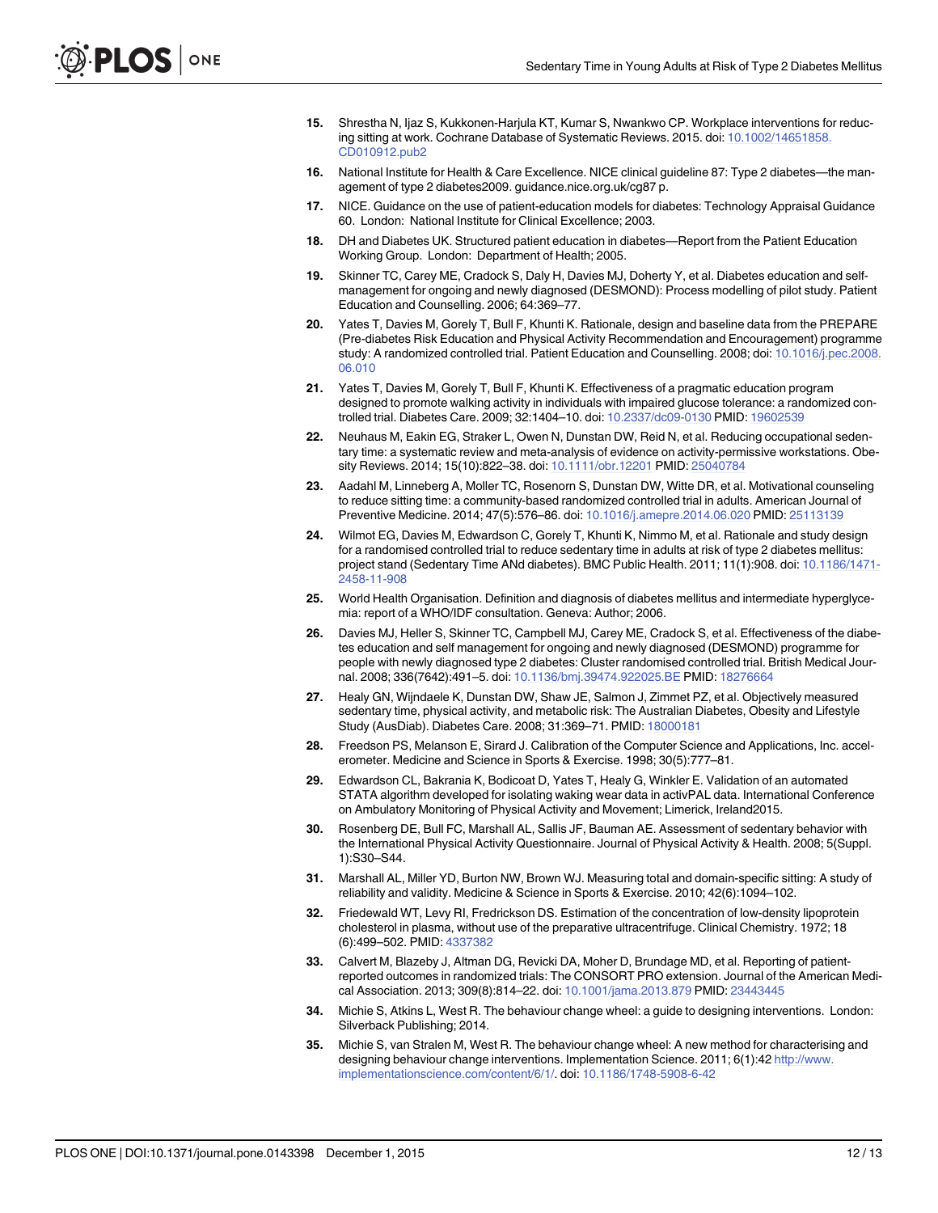15. Shrestha N, Ijaz S, Kukkonen-Harjula KT, Kumar S, Nwankwo CP. Workplace interventions for reducing sitting at work. Cochrane Database of Systematic Reviews. 2015. doi: 10.1002/14651858.CD010912.pub2

16. National Institute for Health & Care Excellence. NICE clinical guideline 87: Type 2 diabetes—the management of type 2 diabetes2009. guidance.nice.org.uk/cg87 p.

17. NICE. Guidance on the use of patient-education models for diabetes: Technology Appraisal Guidance 60. London: National Institute for Clinical Excellence; 2003.

18. DH and Diabetes UK. Structured patient education in diabetes—Report from the Patient Education Working Group. London: Department of Health; 2005.

19. Skinner TC, Carey ME, Cradock S, Daly H, Davies MJ, Doherty Y, et al. Diabetes education and self-management for ongoing and newly diagnosed (DESMOND): Process modelling of pilot study. Patient Education and Counselling. 2006; 64:369–77.

20. Yates T, Davies M, Gorely T, Bull F, Khunti K. Rationale, design and baseline data from the PREPARE (Pre-diabetes Risk Education and Physical Activity Recommendation and Encouragement) programme study: A randomized controlled trial. Patient Education and Counselling. 2008; doi: 10.1016/j.pec.2008.06.010

21. Yates T, Davies M, Gorely T, Bull F, Khunti K. Effectiveness of a pragmatic education program designed to promote walking activity in individuals with impaired glucose tolerance: a randomized controlled trial. Diabetes Care. 2009; 32:1404–10. doi: 10.2337/dc09-0130 PMID: 19602539

22. Neuhaus M, Eakin EG, Straker L, Owen N, Dunstan DW, Reid N, et al. Reducing occupational sedentary time: a systematic review and meta-analysis of evidence on activity-permissive workstations. Obesity Reviews. 2014; 15(10):822–38. doi: 10.1111/obr.12201 PMID: 25040784

23. Aadahl M, Linneberg A, Moller TC, Rosenorn S, Dunstan DW, Witte DR, et al. Motivational counseling to reduce sitting time: a community-based randomized controlled trial in adults. American Journal of Preventive Medicine. 2014; 47(5):576–86. doi: 10.1016/j.amepre.2014.06.020 PMID: 25113139

24. Wilmot EG, Davies M, Edwardson C, Gorely T, Khunti K, Nimmo M, et al. Rationale and study design for a randomised controlled trial to reduce sedentary time in adults at risk of type 2 diabetes mellitus: project stand (Sedentary Time ANd diabetes). BMC Public Health. 2011; 11(1):908. doi: 10.1186/1471-2458-11-908

25. World Health Organisation. Definition and diagnosis of diabetes mellitus and intermediate hyperglycemia: report of a WHO/IDF consultation. Geneva: Author; 2006.

26. Davies MJ, Heller S, Skinner TC, Campbell MJ, Carey ME, Cradock S, et al. Effectiveness of the diabetes education and self management for ongoing and newly diagnosed (DESMOND) programme for people with newly diagnosed type 2 diabetes: Cluster randomised controlled trial. British Medical Journal. 2008; 336(7642):491–5. doi: 10.1136/bmj.39474.922025.BE PMID: 18276664

27. Healy GN, Wijndaele K, Dunstan DW, Shaw JE, Salmon J, Zimmet PZ, et al. Objectively measured sedentary time, physical activity, and metabolic risk: The Australian Diabetes, Obesity and Lifestyle Study (AusDiab). Diabetes Care. 2008; 31:369–71. PMID: 18000181

28. Freedson PS, Melanson E, Sirard J. Calibration of the Computer Science and Applications, Inc. accelerometer. Medicine and Science in Sports & Exercise. 1998; 30(5):777–81.

29. Edwardson CL, Bakrania K, Bodicoat D, Yates T, Healy G, Winkler E. Validation of an automated STATA algorithm developed for isolating waking wear data in activPAL data. International Conference on Ambulatory Monitoring of Physical Activity and Movement; Limerick, Ireland2015.

30. Rosenberg DE, Bull FC, Marshall AL, Sallis JF, Bauman AE. Assessment of sedentary behavior with the International Physical Activity Questionnaire. Journal of Physical Activity & Health. 2008; 5(Suppl. 1):S30–S44.

31. Marshall AL, Miller YD, Burton NW, Brown WJ. Measuring total and domain-specific sitting: A study of reliability and validity. Medicine & Science in Sports & Exercise. 2010; 42(6):1094–102.

32. Friedewald WT, Levy RI, Fredrickson DS. Estimation of the concentration of low-density lipoprotein cholesterol in plasma, without use of the preparative ultracentrifuge. Clinical Chemistry. 1972; 18 (6):499–502. PMID: 4337382

33. Calvert M, Blazeby J, Altman DG, Revicki DA, Moher D, Brundage MD, et al. Reporting of patient-reported outcomes in randomized trials: The CONSORT PRO extension. Journal of the American Medical Association. 2013; 309(8):814–22. doi: 10.1001/jama.2013.879 PMID: 23443445

34. Michie S, Atkins L, West R. The behaviour change wheel: a guide to designing interventions. London: Silverback Publishing; 2014.

35. Michie S, van Stralen M, West R. The behaviour change wheel: A new method for characterising and designing behaviour change interventions. Implementation Science. 2011; 6(1):42 http://www.implementationscience.com/content/6/1/. doi: 10.1186/1748-5908-6-42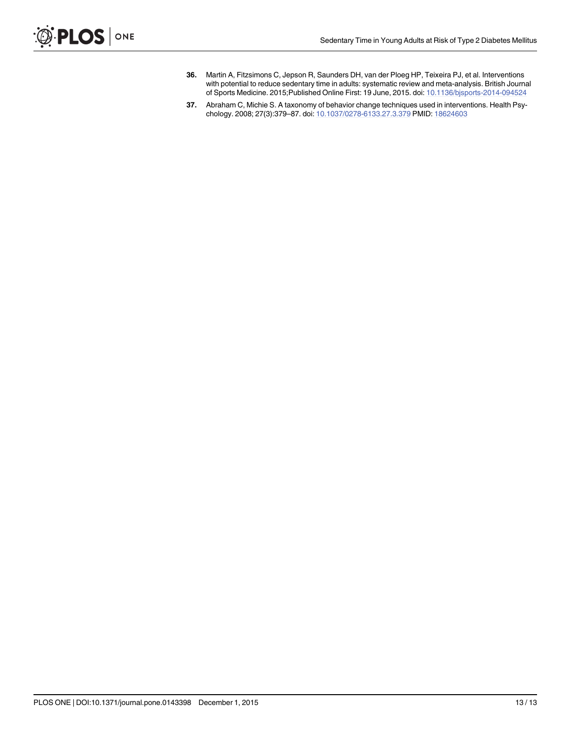36. Martin A, Fitzsimons C, Jepson R, Saunders DH, van der Ploeg HP, Teixeira PJ, et al. Interventions with potential to reduce sedentary time in adults: systematic review and meta-analysis. British Journal of Sports Medicine. 2015;Published Online First: 19 June, 2015. doi: 10.1136/bjsports-2014-094524

37. Abraham C, Michie S. A taxonomy of behavior change techniques used in interventions. Health Psychology. 2008; 27(3):379–87. doi: 10.1037/0278-6133.27.3.379 PMID: 18624603